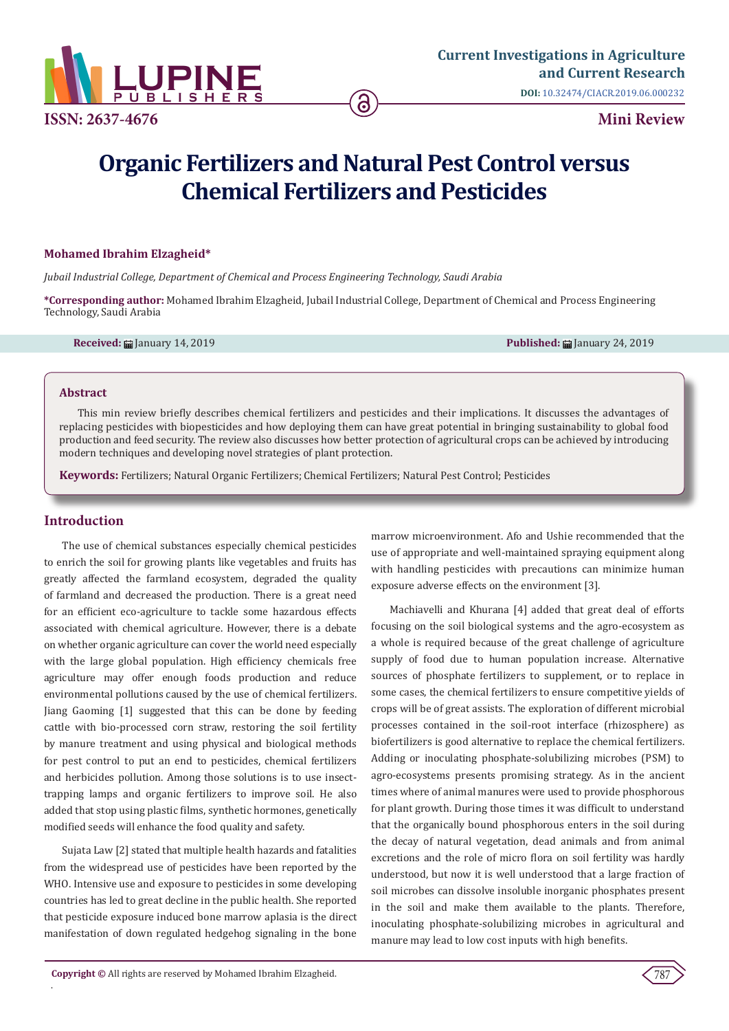# Organic Fertilizers and Natural Pest Control versus Chemical Fertilizers and Pesticides

**Mohamed Ibrahim Elzagheid***

*Jubail Industrial College, Department of Chemical and Process Engineering Technology, Saudi Arabia*

**\*Corresponding author:** Mohamed Ibrahim Elzagheid, Jubail Industrial College, Department of Chemical and Process Engineering Technology, Saudi Arabia

**Received:** January 14, 2019 **Published:** January 24, 2019

## Abstract

This min review briefly describes chemical fertilizers and pesticides and their implications. It discusses the advantages of replacing pesticides with biopesticides and how deploying them can have great potential in bringing sustainability to global food production and feed security. The review also discusses how better protection of agricultural crops can be achieved by introducing modern techniques and developing novel strategies of plant protection.

**Keywords:** Fertilizers; Natural Organic Fertilizers; Chemical Fertilizers; Natural Pest Control; Pesticides

## Introduction

The use of chemical substances especially chemical pesticides to enrich the soil for growing plants like vegetables and fruits has greatly affected the farmland ecosystem, degraded the quality of farmland and decreased the production. There is a great need for an efficient eco-agriculture to tackle some hazardous effects associated with chemical agriculture. However, there is a debate on whether organic agriculture can cover the world need especially with the large global population. High efficiency chemicals free agriculture may offer enough foods production and reduce environmental pollutions caused by the use of chemical fertilizers. Jiang Gaoming [1] suggested that this can be done by feeding cattle with bio-processed corn straw, restoring the soil fertility by manure treatment and using physical and biological methods for pest control to put an end to pesticides, chemical fertilizers and herbicides pollution. Among those solutions is to use insect-trapping lamps and organic fertilizers to improve soil. He also added that stop using plastic films, synthetic hormones, genetically modified seeds will enhance the food quality and safety.

Sujata Law [2] stated that multiple health hazards and fatalities from the widespread use of pesticides have been reported by the WHO. Intensive use and exposure to pesticides in some developing countries has led to great decline in the public health. She reported that pesticide exposure induced bone marrow aplasia is the direct manifestation of down regulated hedgehog signaling in the bone marrow microenvironment. Afo and Ushie recommended that the use of appropriate and well-maintained spraying equipment along with handling pesticides with precautions can minimize human exposure adverse effects on the environment [3].

Machiavelli and Khurana [4] added that great deal of efforts focusing on the soil biological systems and the agro-ecosystem as a whole is required because of the great challenge of agriculture supply of food due to human population increase. Alternative sources of phosphate fertilizers to supplement, or to replace in some cases, the chemical fertilizers to ensure competitive yields of crops will be of great assists. The exploration of different microbial processes contained in the soil-root interface (rhizosphere) as biofertilizers is good alternative to replace the chemical fertilizers. Adding or inoculating phosphate-solubilizing microbes (PSM) to agro-ecosystems presents promising strategy. As in the ancient times where of animal manures were used to provide phosphorous for plant growth. During those times it was difficult to understand that the organically bound phosphorous enters in the soil during the decay of natural vegetation, dead animals and from animal excretions and the role of micro flora on soil fertility was hardly understood, but now it is well understood that a large fraction of soil microbes can dissolve insoluble inorganic phosphates present in the soil and make them available to the plants. Therefore, inoculating phosphate-solubilizing microbes in agricultural and manure may lead to low cost inputs with high benefits.

**Copyright ©** All rights are reserved by Mohamed Ibrahim Elzagheid.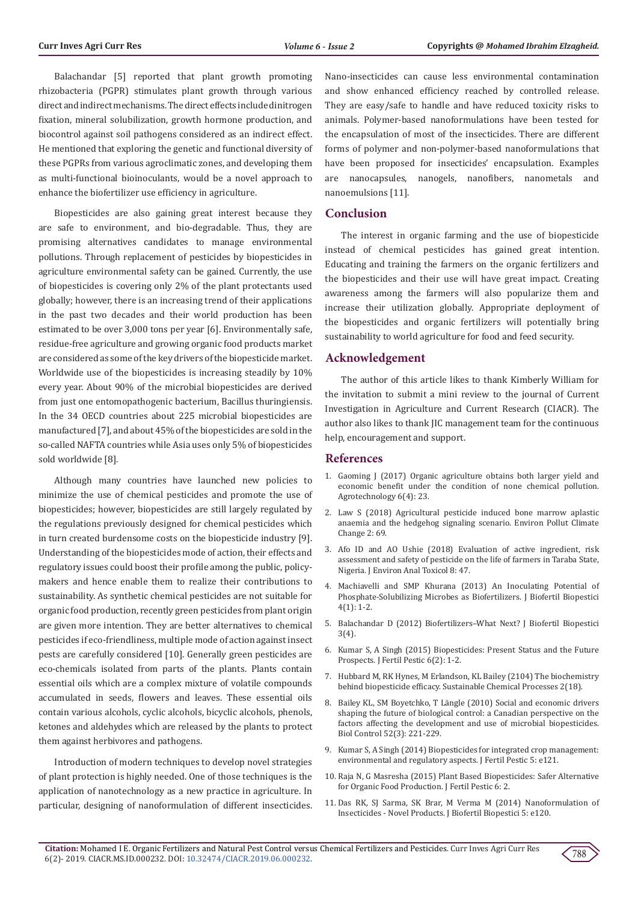Balachandar [5] reported that plant growth promoting rhizobacteria (PGPR) stimulates plant growth through various direct and indirect mechanisms. The direct effects include dinitrogen fixation, mineral solubilization, growth hormone production, and biocontrol against soil pathogens considered as an indirect effect. He mentioned that exploring the genetic and functional diversity of these PGPRs from various agroclimatic zones, and developing them as multi-functional bioinoculants, would be a novel approach to enhance the biofertilizer use efficiency in agriculture.

Biopesticides are also gaining great interest because they are safe to environment, and bio-degradable. Thus, they are promising alternatives candidates to manage environmental pollutions. Through replacement of pesticides by biopesticides in agriculture environmental safety can be gained. Currently, the use of biopesticides is covering only 2% of the plant protectants used globally; however, there is an increasing trend of their applications in the past two decades and their world production has been estimated to be over 3,000 tons per year [6]. Environmentally safe, residue-free agriculture and growing organic food products market are considered as some of the key drivers of the biopesticide market. Worldwide use of the biopesticides is increasing steadily by 10% every year. About 90% of the microbial biopesticides are derived from just one entomopathogenic bacterium, Bacillus thuringiensis. In the 34 OECD countries about 225 microbial biopesticides are manufactured [7], and about 45% of the biopesticides are sold in the so-called NAFTA countries while Asia uses only 5% of biopesticides sold worldwide [8].

Although many countries have launched new policies to minimize the use of chemical pesticides and promote the use of biopesticides; however, biopesticides are still largely regulated by the regulations previously designed for chemical pesticides which in turn created burdensome costs on the biopesticide industry [9]. Understanding of the biopesticides mode of action, their effects and regulatory issues could boost their profile among the public, policy-makers and hence enable them to realize their contributions to sustainability. As synthetic chemical pesticides are not suitable for organic food production, recently green pesticides from plant origin are given more intention. They are better alternatives to chemical pesticides if eco-friendliness, multiple mode of action against insect pests are carefully considered [10]. Generally green pesticides are eco-chemicals isolated from parts of the plants. Plants contain essential oils which are a complex mixture of volatile compounds accumulated in seeds, flowers and leaves. These essential oils contain various alcohols, cyclic alcohols, bicyclic alcohols, phenols, ketones and aldehydes which are released by the plants to protect them against herbivores and pathogens.

Introduction of modern techniques to develop novel strategies of plant protection is highly needed. One of those techniques is the application of nanotechnology as a new practice in agriculture. In particular, designing of nanoformulation of different insecticides. Nano-insecticides can cause less environmental contamination and show enhanced efficiency reached by controlled release. They are easy/safe to handle and have reduced toxicity risks to animals. Polymer-based nanoformulations have been tested for the encapsulation of most of the insecticides. There are different forms of polymer and non-polymer-based nanoformulations that have been proposed for insecticides' encapsulation. Examples are nanocapsules, nanogels, nanofibers, nanometals and nanoemulsions [11].

## Conclusion

The interest in organic farming and the use of biopesticide instead of chemical pesticides has gained great intention. Educating and training the farmers on the organic fertilizers and the biopesticides and their use will have great impact. Creating awareness among the farmers will also popularize them and increase their utilization globally. Appropriate deployment of the biopesticides and organic fertilizers will potentially bring sustainability to world agriculture for food and feed security.

## Acknowledgement

The author of this article likes to thank Kimberly William for the invitation to submit a mini review to the journal of Current Investigation in Agriculture and Current Research (CIACR). The author also likes to thank JIC management team for the continuous help, encouragement and support.

## References

1. Gaoming J (2017) Organic agriculture obtains both larger yield and economic benefit under the condition of none chemical pollution. Agrotechnology 6(4): 23.
2. Law S (2018) Agricultural pesticide induced bone marrow aplastic anaemia and the hedgehog signaling scenario. Environ Pollut Climate Change 2: 69.
3. Afo ID and AO Ushie (2018) Evaluation of active ingredient, risk assessment and safety of pesticide on the life of farmers in Taraba State, Nigeria. J Environ Anal Toxicol 8: 47.
4. Machiavelli and SMP Khurana (2013) An Inoculating Potential of Phosphate-Solubilizing Microbes as Biofertilizers. J Biofertil Biopestici 4(1): 1-2.
5. Balachandar D (2012) Biofertilizers–What Next? J Biofertil Biopestici 3(4).
6. Kumar S, A Singh (2015) Biopesticides: Present Status and the Future Prospects. J Fertil Pestic 6(2): 1-2.
7. Hubbard M, RK Hynes, M Erlandson, KL Bailey (2104) The biochemistry behind biopesticide efficacy. Sustainable Chemical Processes 2(18).
8. Bailey KL, SM Boyetchko, T Längle (2010) Social and economic drivers shaping the future of biological control: a Canadian perspective on the factors affecting the development and use of microbial biopesticides. Biol Control 52(3): 221-229.
9. Kumar S, A Singh (2014) Biopesticides for integrated crop management: environmental and regulatory aspects. J Fertil Pestic 5: e121.
10. Raja N, G Masresha (2015) Plant Based Biopesticides: Safer Alternative for Organic Food Production. J Fertil Pestic 6: 2.
11. Das RK, SJ Sarma, SK Brar, M Verma M (2014) Nanoformulation of Insecticides - Novel Products. J Biofertil Biopestici 5: e120.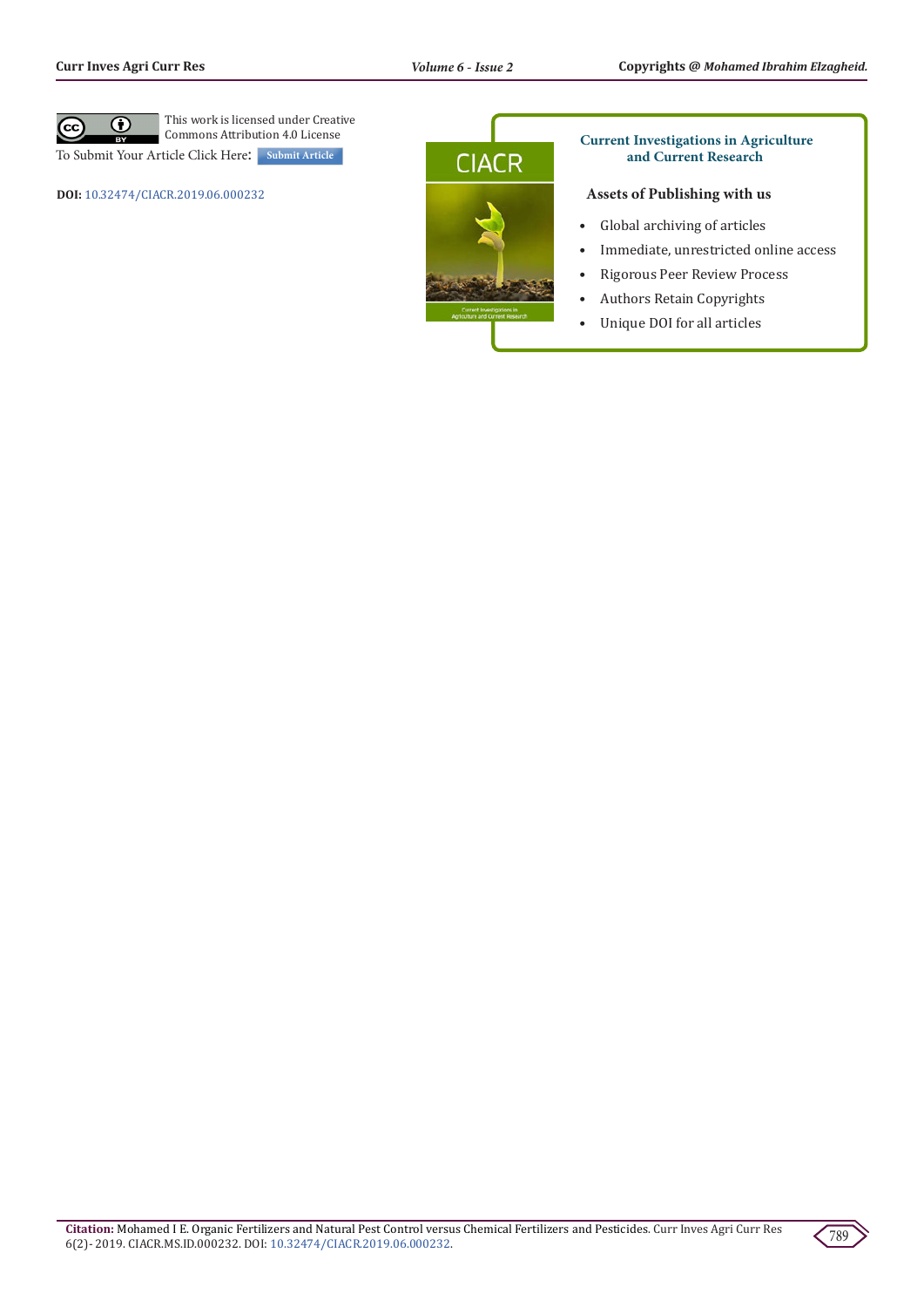This work is licensed under Creative Commons Attribution 4.0 License

To Submit Your Article Click Here: Submit Article

**DOI:** 10.32474/CIACR.2019.06.000232

CIACR

Current Investigations in Agriculture and Current Research

**Current Investigations in Agriculture and Current Research**

**Assets of Publishing with us**

- Global archiving of articles
- Immediate, unrestricted online access
- Rigorous Peer Review Process
- Authors Retain Copyrights
- Unique DOI for all articles

**Citation:** Mohamed I E. Organic Fertilizers and Natural Pest Control versus Chemical Fertilizers and Pesticides. Curr Inves Agri Curr Res 6(2)- 2019. CIACR.MS.ID.000232. DOI: 10.32474/CIACR.2019.06.000232.